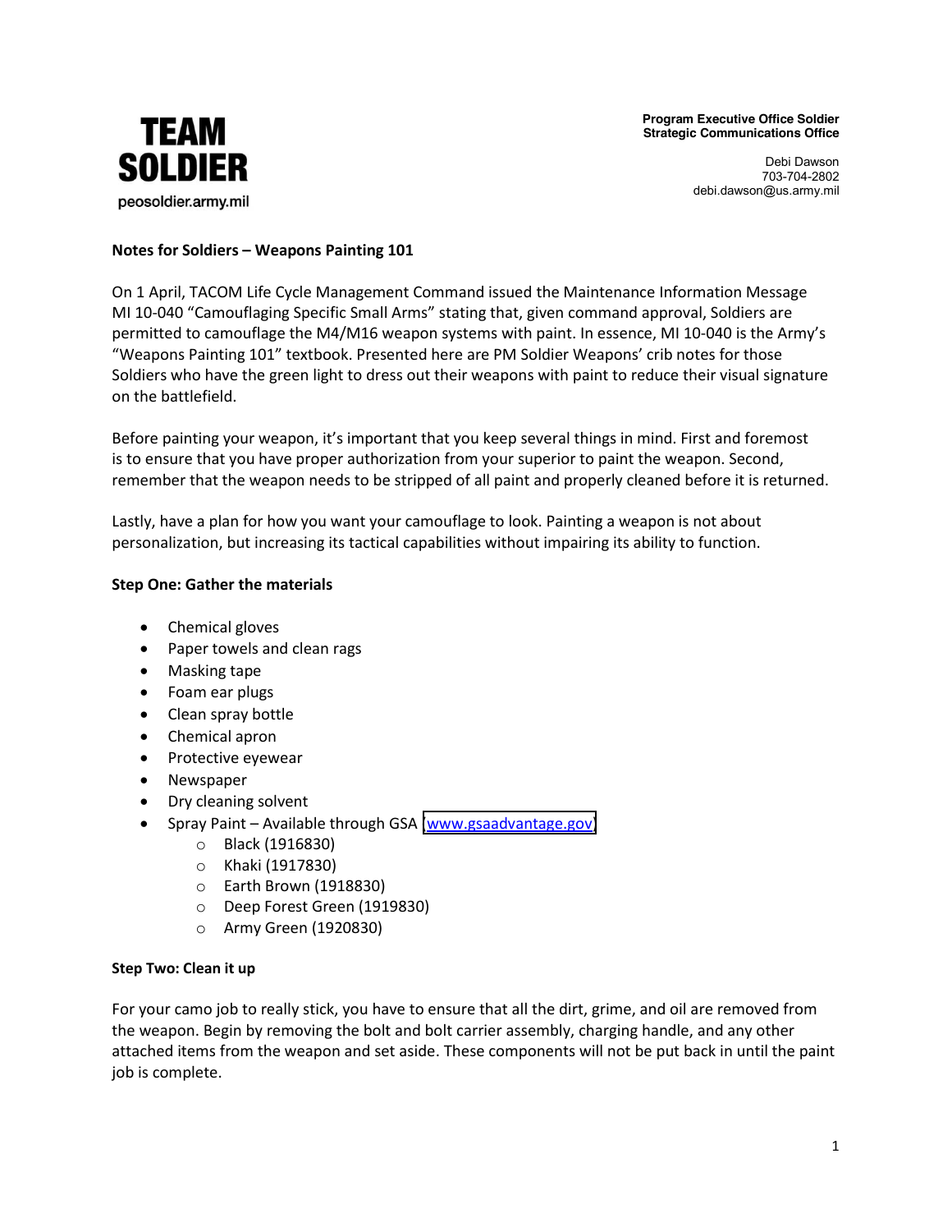**TEAM SOLDIER**

peosoldier.army.mil

**Program Executive Office Soldier**
**Strategic Communications Office**

Debi Dawson
703-704-2802
debi.dawson@us.army.mil

## Notes for Soldiers – Weapons Painting 101

On 1 April, TACOM Life Cycle Management Command issued the Maintenance Information Message MI 10-040 "Camouflaging Specific Small Arms" stating that, given command approval, Soldiers are permitted to camouflage the M4/M16 weapon systems with paint. In essence, MI 10-040 is the Army's "Weapons Painting 101" textbook. Presented here are PM Soldier Weapons' crib notes for those Soldiers who have the green light to dress out their weapons with paint to reduce their visual signature on the battlefield.

Before painting your weapon, it's important that you keep several things in mind. First and foremost is to ensure that you have proper authorization from your superior to paint the weapon. Second, remember that the weapon needs to be stripped of all paint and properly cleaned before it is returned.

Lastly, have a plan for how you want your camouflage to look. Painting a weapon is not about personalization, but increasing its tactical capabilities without impairing its ability to function.

### Step One: Gather the materials

- Chemical gloves
- Paper towels and clean rags
- Masking tape
- Foam ear plugs
- Clean spray bottle
- Chemical apron
- Protective eyewear
- Newspaper
- Dry cleaning solvent
- Spray Paint – Available through GSA [www.gsaadvantage.gov]
  - Black (1916830)
  - Khaki (1917830)
  - Earth Brown (1918830)
  - Deep Forest Green (1919830)
  - Army Green (1920830)

### Step Two: Clean it up

For your camo job to really stick, you have to ensure that all the dirt, grime, and oil are removed from the weapon. Begin by removing the bolt and bolt carrier assembly, charging handle, and any other attached items from the weapon and set aside. These components will not be put back in until the paint job is complete.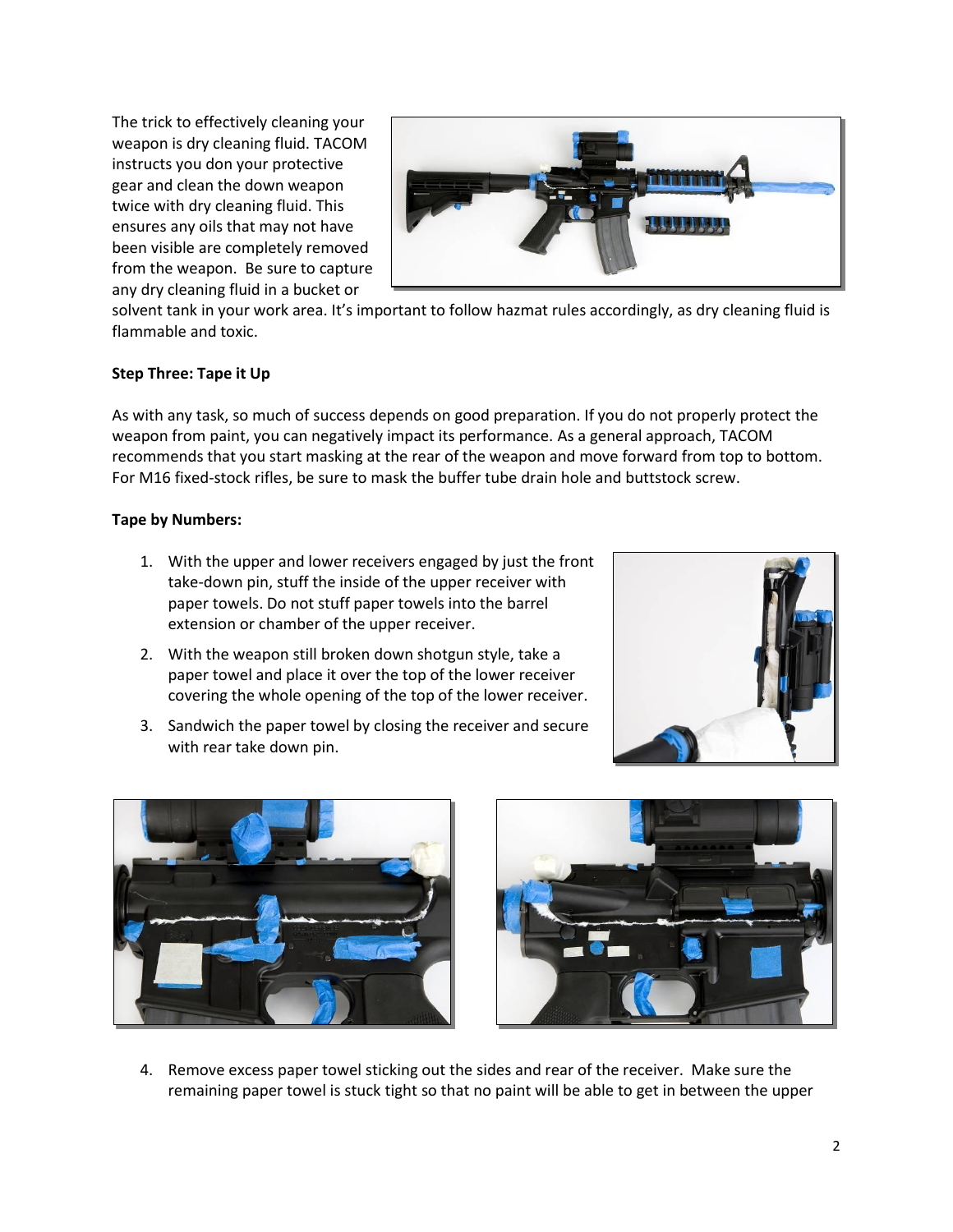The trick to effectively cleaning your weapon is dry cleaning fluid. TACOM instructs you don your protective gear and clean the down weapon twice with dry cleaning fluid. This ensures any oils that may not have been visible are completely removed from the weapon. Be sure to capture any dry cleaning fluid in a bucket or solvent tank in your work area. It's important to follow hazmat rules accordingly, as dry cleaning fluid is flammable and toxic.

**Step Three: Tape it Up**

As with any task, so much of success depends on good preparation. If you do not properly protect the weapon from paint, you can negatively impact its performance. As a general approach, TACOM recommends that you start masking at the rear of the weapon and move forward from top to bottom. For M16 fixed-stock rifles, be sure to mask the buffer tube drain hole and buttstock screw.

**Tape by Numbers:**

1. With the upper and lower receivers engaged by just the front take-down pin, stuff the inside of the upper receiver with paper towels. Do not stuff paper towels into the barrel extension or chamber of the upper receiver.
2. With the weapon still broken down shotgun style, take a paper towel and place it over the top of the lower receiver covering the whole opening of the top of the lower receiver.
3. Sandwich the paper towel by closing the receiver and secure with rear take down pin.
4. Remove excess paper towel sticking out the sides and rear of the receiver. Make sure the remaining paper towel is stuck tight so that no paint will be able to get in between the upper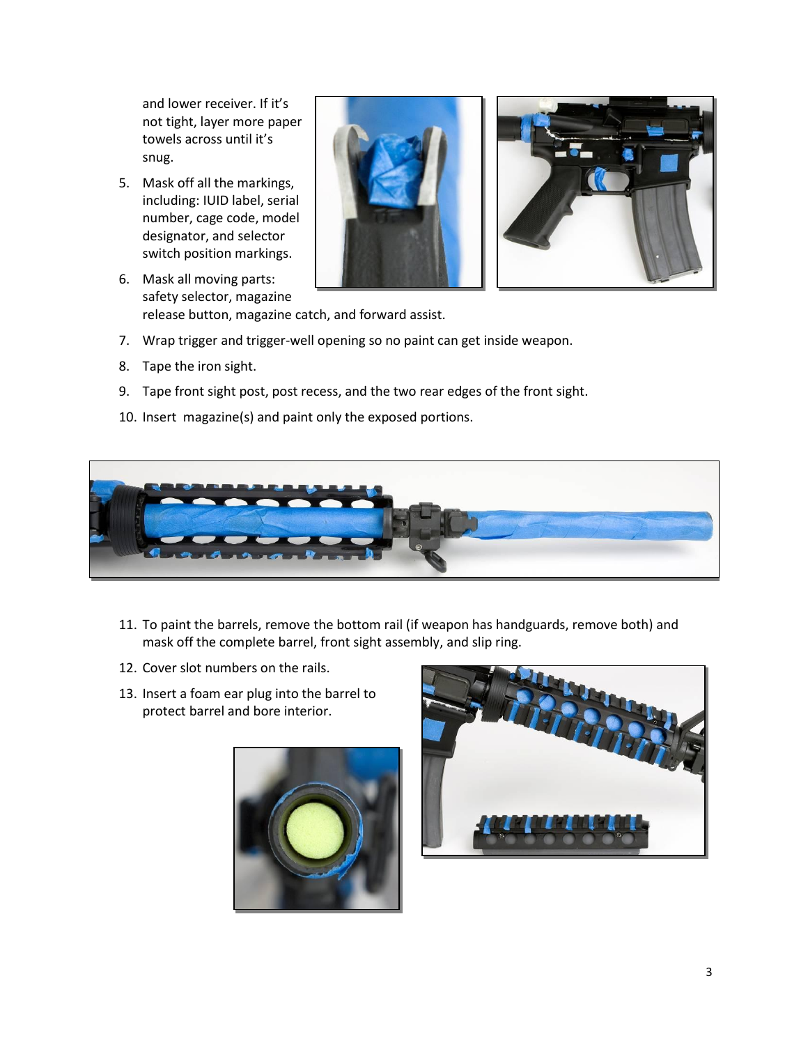and lower receiver. If it's not tight, layer more paper towels across until it's snug.

5. Mask off all the markings, including: IUID label, serial number, cage code, model designator, and selector switch position markings.
6. Mask all moving parts: safety selector, magazine release button, magazine catch, and forward assist.
7. Wrap trigger and trigger-well opening so no paint can get inside weapon.
8. Tape the iron sight.
9. Tape front sight post, post recess, and the two rear edges of the front sight.
10. Insert magazine(s) and paint only the exposed portions.
11. To paint the barrels, remove the bottom rail (if weapon has handguards, remove both) and mask off the complete barrel, front sight assembly, and slip ring.
12. Cover slot numbers on the rails.
13. Insert a foam ear plug into the barrel to protect barrel and bore interior.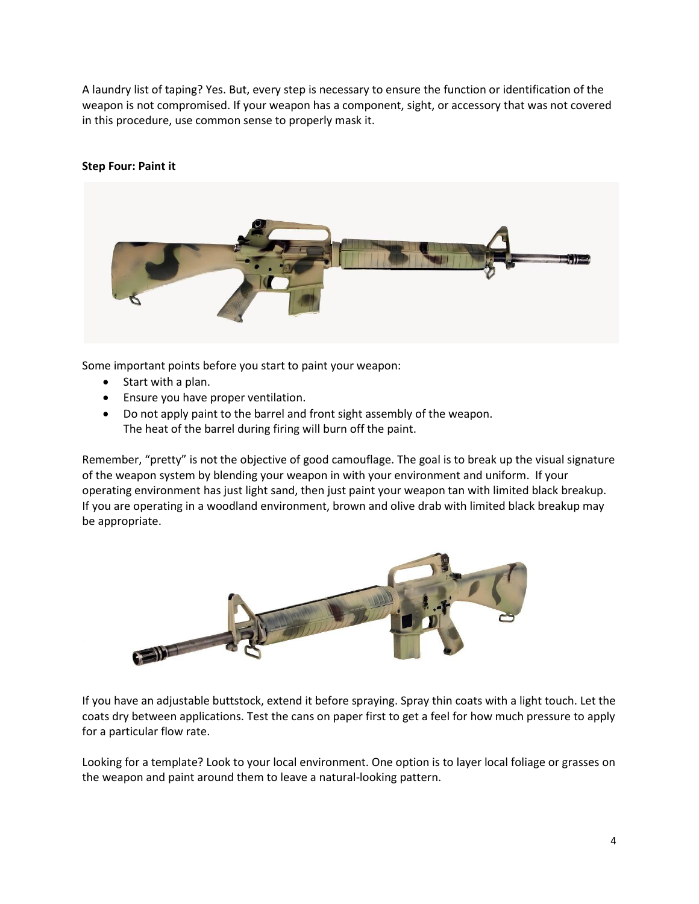A laundry list of taping? Yes. But, every step is necessary to ensure the function or identification of the weapon is not compromised. If your weapon has a component, sight, or accessory that was not covered in this procedure, use common sense to properly mask it.

**Step Four: Paint it**

Some important points before you start to paint your weapon:

- Start with a plan.
- Ensure you have proper ventilation.
- Do not apply paint to the barrel and front sight assembly of the weapon.
  The heat of the barrel during firing will burn off the paint.

Remember, "pretty" is not the objective of good camouflage. The goal is to break up the visual signature of the weapon system by blending your weapon in with your environment and uniform. If your operating environment has just light sand, then just paint your weapon tan with limited black breakup. If you are operating in a woodland environment, brown and olive drab with limited black breakup may be appropriate.

If you have an adjustable buttstock, extend it before spraying. Spray thin coats with a light touch. Let the coats dry between applications. Test the cans on paper first to get a feel for how much pressure to apply for a particular flow rate.

Looking for a template? Look to your local environment. One option is to layer local foliage or grasses on the weapon and paint around them to leave a natural-looking pattern.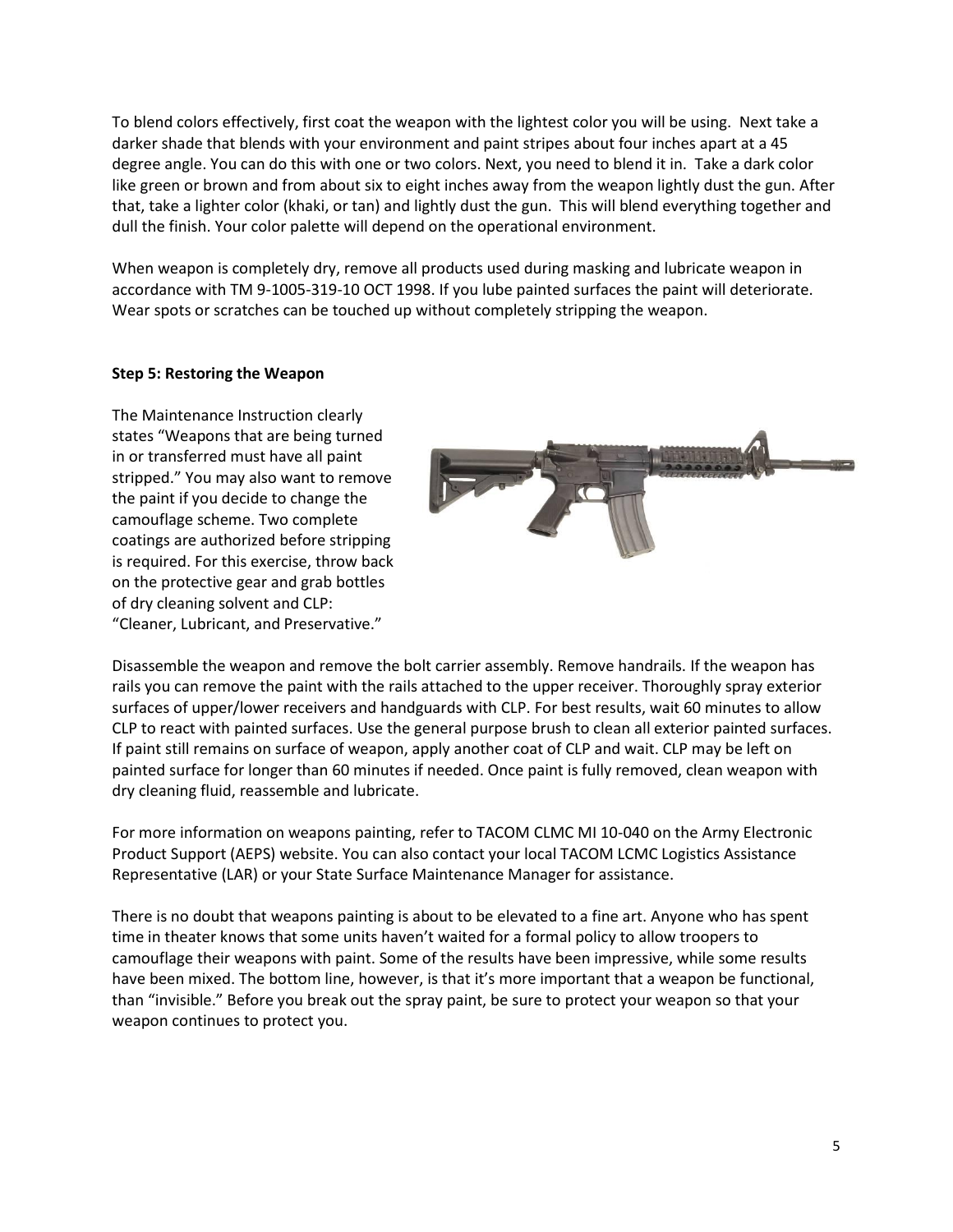To blend colors effectively, first coat the weapon with the lightest color you will be using. Next take a darker shade that blends with your environment and paint stripes about four inches apart at a 45 degree angle. You can do this with one or two colors. Next, you need to blend it in. Take a dark color like green or brown and from about six to eight inches away from the weapon lightly dust the gun. After that, take a lighter color (khaki, or tan) and lightly dust the gun. This will blend everything together and dull the finish. Your color palette will depend on the operational environment.

When weapon is completely dry, remove all products used during masking and lubricate weapon in accordance with TM 9-1005-319-10 OCT 1998. If you lube painted surfaces the paint will deteriorate. Wear spots or scratches can be touched up without completely stripping the weapon.

**Step 5: Restoring the Weapon**

The Maintenance Instruction clearly states "Weapons that are being turned in or transferred must have all paint stripped." You may also want to remove the paint if you decide to change the camouflage scheme. Two complete coatings are authorized before stripping is required. For this exercise, throw back on the protective gear and grab bottles of dry cleaning solvent and CLP: "Cleaner, Lubricant, and Preservative."

Disassemble the weapon and remove the bolt carrier assembly. Remove handrails. If the weapon has rails you can remove the paint with the rails attached to the upper receiver. Thoroughly spray exterior surfaces of upper/lower receivers and handguards with CLP. For best results, wait 60 minutes to allow CLP to react with painted surfaces. Use the general purpose brush to clean all exterior painted surfaces. If paint still remains on surface of weapon, apply another coat of CLP and wait. CLP may be left on painted surface for longer than 60 minutes if needed. Once paint is fully removed, clean weapon with dry cleaning fluid, reassemble and lubricate.

For more information on weapons painting, refer to TACOM CLMC MI 10-040 on the Army Electronic Product Support (AEPS) website. You can also contact your local TACOM LCMC Logistics Assistance Representative (LAR) or your State Surface Maintenance Manager for assistance.

There is no doubt that weapons painting is about to be elevated to a fine art. Anyone who has spent time in theater knows that some units haven't waited for a formal policy to allow troopers to camouflage their weapons with paint. Some of the results have been impressive, while some results have been mixed. The bottom line, however, is that it's more important that a weapon be functional, than "invisible." Before you break out the spray paint, be sure to protect your weapon so that your weapon continues to protect you.